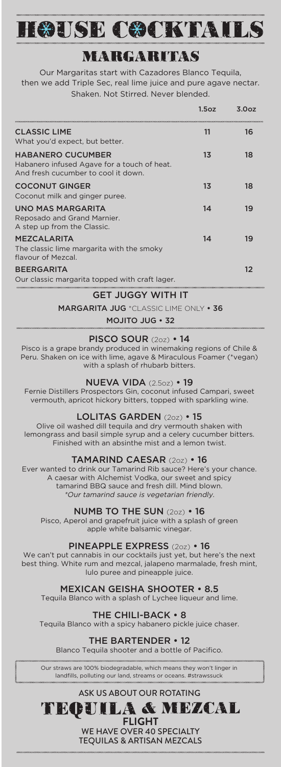# HOUSE COCKTAILS

## MARGARITAS

Our Margaritas start with Cazadores Blanco Tequila, then we add Triple Sec, real lime juice and pure agave nectar. Shaken. Not Stirred. Never blended.

| | 1.5oz | 3.0oz |
|---|---|---|
| **CLASSIC LIME**<br>What you'd expect, but better. | 11 | 16 |
| **HABANERO CUCUMBER**<br>Habanero infused Agave for a touch of heat. And fresh cucumber to cool it down. | 13 | 18 |
| **COCONUT GINGER**<br>Coconut milk and ginger puree. | 13 | 18 |
| **UNO MAS MARGARITA**<br>Reposado and Grand Marnier. A step up from the Classic. | 14 | 19 |
| **MEZCALARITA**<br>The classic lime margarita with the smoky flavour of Mezcal. | 14 | 19 |
| **BEERGARITA**<br>Our classic margarita topped with craft lager. | | 12 |

### GET JUGGY WITH IT

MARGARITA JUG *CLASSIC LIME ONLY • 36

MOJITO JUG • 32

### PISCO SOUR (2oz) • 14

Pisco is a grape brandy produced in winemaking regions of Chile & Peru. Shaken on ice with lime, agave & Miraculous Foamer (*vegan) with a splash of rhubarb bitters.

### NUEVA VIDA (2.5oz) • 19

Fernie Distillers Prospectors Gin, coconut infused Campari, sweet vermouth, apricot hickory bitters, topped with sparkling wine.

### LOLITAS GARDEN (2oz) • 15

Olive oil washed dill tequila and dry vermouth shaken with lemongrass and basil simple syrup and a celery cucumber bitters. Finished with an absinthe mist and a lemon twist.

### TAMARIND CAESAR (2oz) • 16

Ever wanted to drink our Tamarind Rib sauce? Here's your chance. A caesar with Alchemist Vodka, our sweet and spicy tamarind BBQ sauce and fresh dill. Mind blown.
*\*Our tamarind sauce is vegetarian friendly.*

### NUMB TO THE SUN (2oz) • 16

Pisco, Aperol and grapefruit juice with a splash of green apple white balsamic vinegar.

### PINEAPPLE EXPRESS (2oz) • 16

We can't put cannabis in our cocktails just yet, but here's the next best thing. White rum and mezcal, jalapeno marmalade, fresh mint, lulo puree and pineapple juice.

### MEXICAN GEISHA SHOOTER • 8.5

Tequila Blanco with a splash of Lychee liqueur and lime.

### THE CHILI-BACK • 8

Tequila Blanco with a spicy habanero pickle juice chaser.

### THE BARTENDER • 12

Blanco Tequila shooter and a bottle of Pacifico.

Our straws are 100% biodegradable, which means they won't linger in landfills, polluting our land, streams or oceans. #strawssuck

ASK US ABOUT OUR ROTATING

## TEQUILA & MEZCAL

FLIGHT

WE HAVE OVER 40 SPECIALTY TEQUILAS & ARTISAN MEZCALS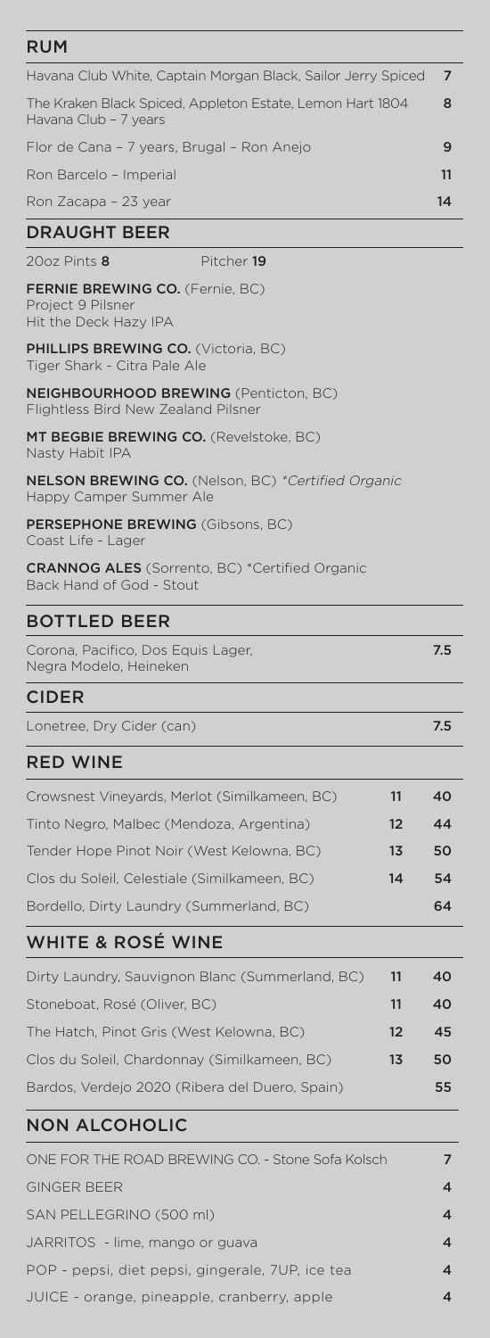## RUM

| | |
|---|---|
| Havana Club White, Captain Morgan Black, Sailor Jerry Spiced | 7 |
| The Kraken Black Spiced, Appleton Estate, Lemon Hart 1804 Havana Club – 7 years | 8 |
| Flor de Cana – 7 years, Brugal – Ron Anejo | 9 |
| Ron Barcelo – Imperial | 11 |
| Ron Zacapa – 23 year | 14 |

## DRAUGHT BEER

20oz Pints **8** Pitcher **19**

**FERNIE BREWING CO.** (Fernie, BC)
Project 9 Pilsner
Hit the Deck Hazy IPA

**PHILLIPS BREWING CO.** (Victoria, BC)
Tiger Shark - Citra Pale Ale

**NEIGHBOURHOOD BREWING** (Penticton, BC)
Flightless Bird New Zealand Pilsner

**MT BEGBIE BREWING CO.** (Revelstoke, BC)
Nasty Habit IPA

**NELSON BREWING CO.** (Nelson, BC) *\*Certified Organic*
Happy Camper Summer Ale

**PERSEPHONE BREWING** (Gibsons, BC)
Coast Life - Lager

**CRANNOG ALES** (Sorrento, BC) \*Certified Organic
Back Hand of God - Stout

## BOTTLED BEER

| | |
|---|---|
| Corona, Pacifico, Dos Equis Lager, Negra Modelo, Heineken | 7.5 |

## CIDER

| | |
|---|---|
| Lonetree, Dry Cider (can) | 7.5 |

## RED WINE

| | | |
|---|---|---|
| Crowsnest Vineyards, Merlot (Similkameen, BC) | 11 | 40 |
| Tinto Negro, Malbec (Mendoza, Argentina) | 12 | 44 |
| Tender Hope Pinot Noir (West Kelowna, BC) | 13 | 50 |
| Clos du Soleil, Celestiale (Similkameen, BC) | 14 | 54 |
| Bordello, Dirty Laundry (Summerland, BC) | | 64 |

## WHITE & ROSÉ WINE

| | | |
|---|---|---|
| Dirty Laundry, Sauvignon Blanc (Summerland, BC) | 11 | 40 |
| Stoneboat, Rosé (Oliver, BC) | 11 | 40 |
| The Hatch, Pinot Gris (West Kelowna, BC) | 12 | 45 |
| Clos du Soleil, Chardonnay (Similkameen, BC) | 13 | 50 |
| Bardos, Verdejo 2020 (Ribera del Duero, Spain) | | 55 |

## NON ALCOHOLIC

| | |
|---|---|
| ONE FOR THE ROAD BREWING CO. - Stone Sofa Kolsch | 7 |
| GINGER BEER | 4 |
| SAN PELLEGRINO (500 ml) | 4 |
| JARRITOS - lime, mango or guava | 4 |
| POP - pepsi, diet pepsi, gingerale, 7UP, ice tea | 4 |
| JUICE - orange, pineapple, cranberry, apple | 4 |